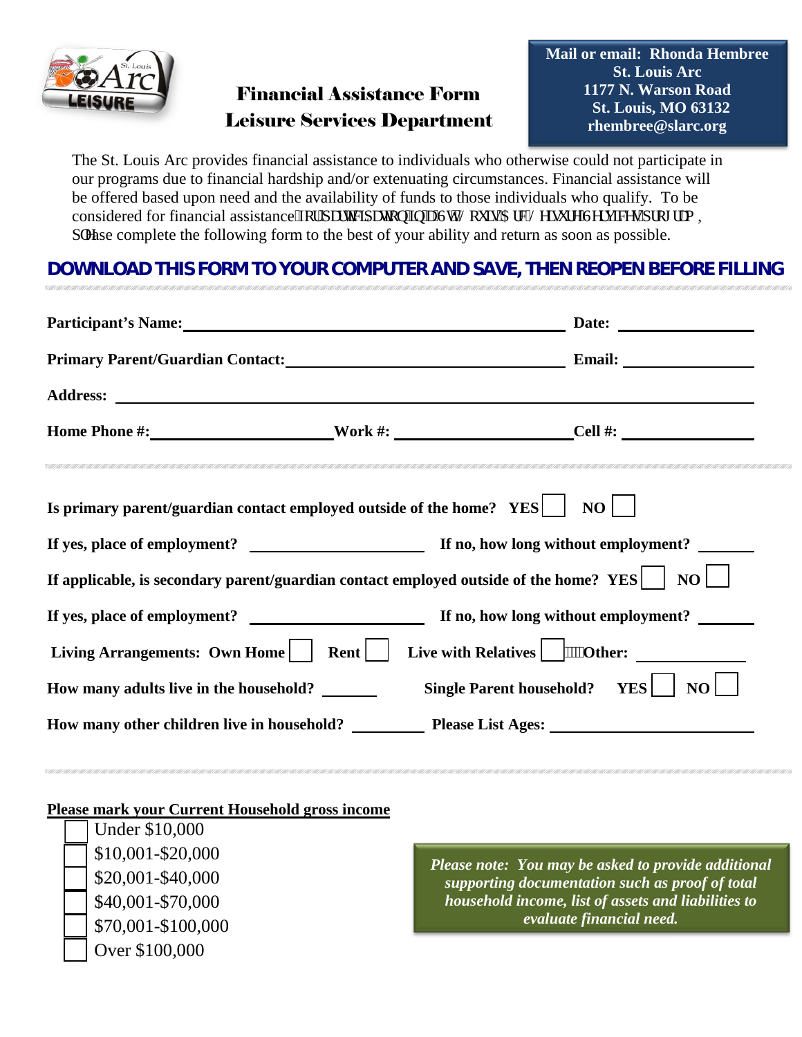# Financial Assistance Form
## Leisure Services Department

**Mail or email: Rhonda Hembree**
**St. Louis Arc**
**1177 N. Warson Road**
**St. Louis, MO 63132**
**rhembree@slarc.org**

The St. Louis Arc provides financial assistance to individuals who otherwise could not participate in our programs due to financial hardship and/or extenuating circumstances. Financial assistance will be offered based upon need and the availability of funds to those individuals who qualify. To be considered for financial assistance IRUSDUWLFLSDWLRQLQ6W/RXLV$UF/HLVXUH6HUYLFHVSURJUDP, SOHase complete the following form to the best of your ability and return as soon as possible.

**DOWNLOAD THIS FORM TO YOUR COMPUTER AND SAVE, THEN REOPEN BEFORE FILLING**

**Participant's Name:** ______________________ **Date:** ____________

**Primary Parent/Guardian Contact:** ______________________ **Email:** ____________

**Address:** ______________________________________________

**Home Phone #:** ______________ **Work #:** ______________ **Cell #:** ____________

**Is primary parent/guardian contact employed outside of the home? YES** ☐ **NO** ☐

**If yes, place of employment?** ______________ **If no, how long without employment?** ______

**If applicable, is secondary parent/guardian contact employed outside of the home? YES** ☐ **NO** ☐

**If yes, place of employment?** ______________ **If no, how long without employment?** ______

**Living Arrangements: Own Home** ☐ **Rent** ☐ **Live with Relatives** ☐ **Other:** ____________

**How many adults live in the household?** ______ **Single Parent household? YES** ☐ **NO** ☐

**How many other children live in household?** ______ **Please List Ages:** ______________

**Please mark your Current Household gross income**

- ☐ Under $10,000
- ☐ $10,001-$20,000
- ☐ $20,001-$40,000
- ☐ $40,001-$70,000
- ☐ $70,001-$100,000
- ☐ Over $100,000

***Please note: You may be asked to provide additional supporting documentation such as proof of total household income, list of assets and liabilities to evaluate financial need.***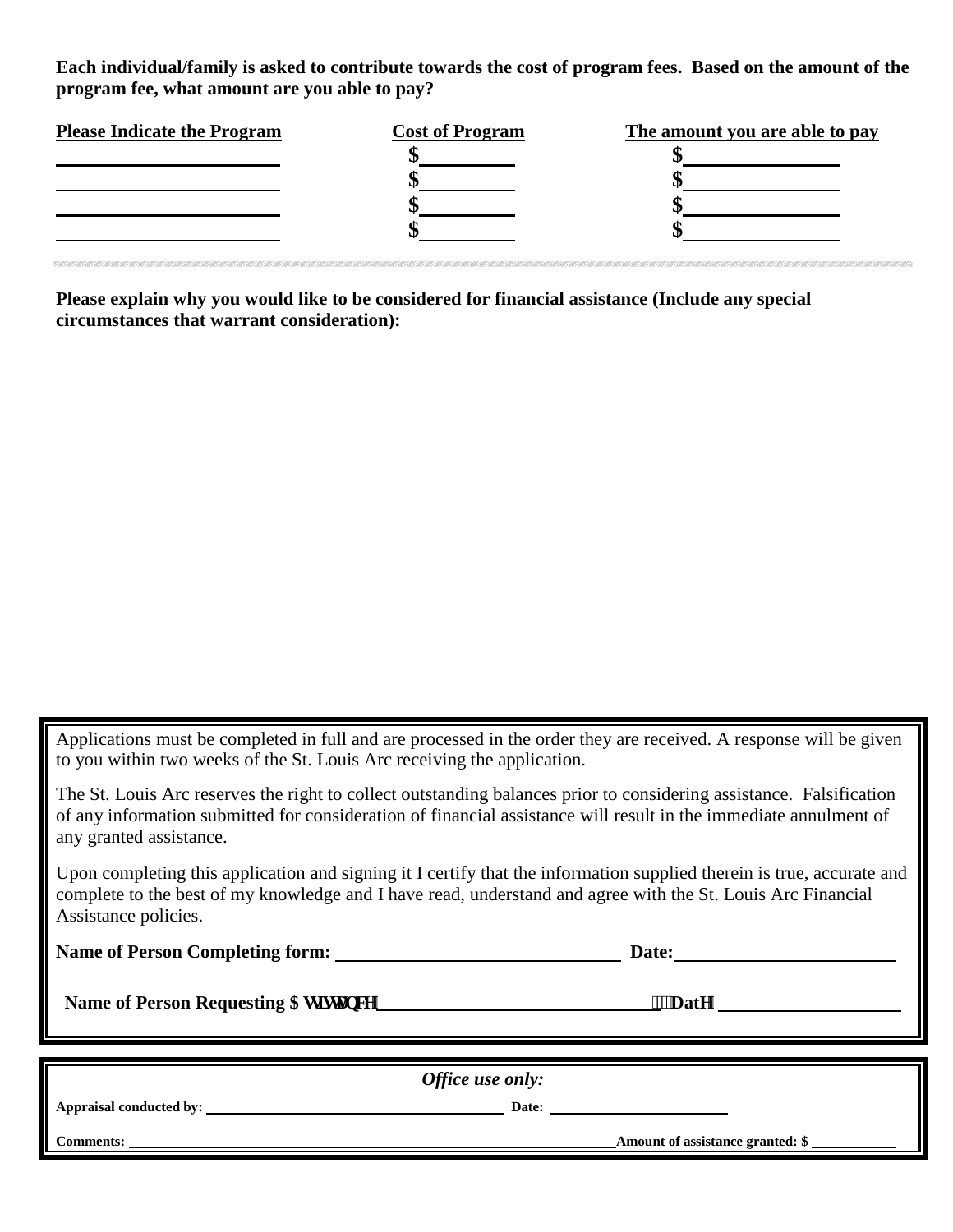**Each individual/family is asked to contribute towards the cost of program fees. Based on the amount of the program fee, what amount are you able to pay?**

| Please Indicate the Program | Cost of Program | The amount you are able to pay |
| --- | --- | --- |
| ____________________ | $________ | $______________ |
| ____________________ | $________ | $______________ |
| ____________________ | $________ | $______________ |
| ____________________ | $________ | $______________ |

---

**Please explain why you would like to be considered for financial assistance (Include any special circumstances that warrant consideration):**

Applications must be completed in full and are processed in the order they are received. A response will be given to you within two weeks of the St. Louis Arc receiving the application.

The St. Louis Arc reserves the right to collect outstanding balances prior to considering assistance. Falsification of any information submitted for consideration of financial assistance will result in the immediate annulment of any granted assistance.

Upon completing this application and signing it I certify that the information supplied therein is true, accurate and complete to the best of my knowledge and I have read, understand and agree with the St. Louis Arc Financial Assistance policies.

**Name of Person Completing form:** ____________________________ **Date:** ____________________

**Name of Person Requesting $ Assistance** ____________________________ **Date** ________________

*Office use only:*

**Appraisal conducted by:** ________________________________ **Date:** ____________________

**Comments:** ____________________________________________ **Amount of assistance granted: $** __________